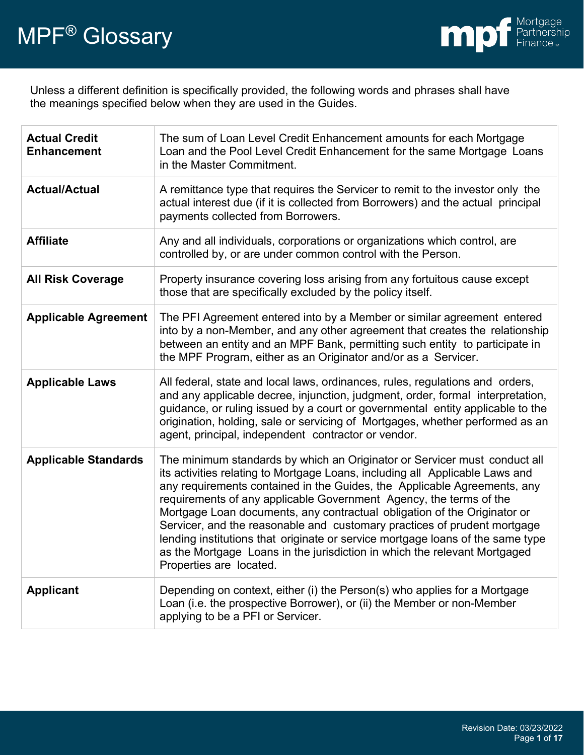# MPF® Glossary

Unless a different definition is specifically provided, the following words and phrases shall have the meanings specified below when they are used in the Guides.

| Term | Definition |
|---|---|
| **Actual Credit Enhancement** | The sum of Loan Level Credit Enhancement amounts for each Mortgage Loan and the Pool Level Credit Enhancement for the same Mortgage Loans in the Master Commitment. |
| **Actual/Actual** | A remittance type that requires the Servicer to remit to the investor only the actual interest due (if it is collected from Borrowers) and the actual principal payments collected from Borrowers. |
| **Affiliate** | Any and all individuals, corporations or organizations which control, are controlled by, or are under common control with the Person. |
| **All Risk Coverage** | Property insurance covering loss arising from any fortuitous cause except those that are specifically excluded by the policy itself. |
| **Applicable Agreement** | The PFI Agreement entered into by a Member or similar agreement entered into by a non-Member, and any other agreement that creates the relationship between an entity and an MPF Bank, permitting such entity to participate in the MPF Program, either as an Originator and/or as a Servicer. |
| **Applicable Laws** | All federal, state and local laws, ordinances, rules, regulations and orders, and any applicable decree, injunction, judgment, order, formal interpretation, guidance, or ruling issued by a court or governmental entity applicable to the origination, holding, sale or servicing of Mortgages, whether performed as an agent, principal, independent contractor or vendor. |
| **Applicable Standards** | The minimum standards by which an Originator or Servicer must conduct all its activities relating to Mortgage Loans, including all Applicable Laws and any requirements contained in the Guides, the Applicable Agreements, any requirements of any applicable Government Agency, the terms of the Mortgage Loan documents, any contractual obligation of the Originator or Servicer, and the reasonable and customary practices of prudent mortgage lending institutions that originate or service mortgage loans of the same type as the Mortgage Loans in the jurisdiction in which the relevant Mortgaged Properties are located. |
| **Applicant** | Depending on context, either (i) the Person(s) who applies for a Mortgage Loan (i.e. the prospective Borrower), or (ii) the Member or non-Member applying to be a PFI or Servicer. |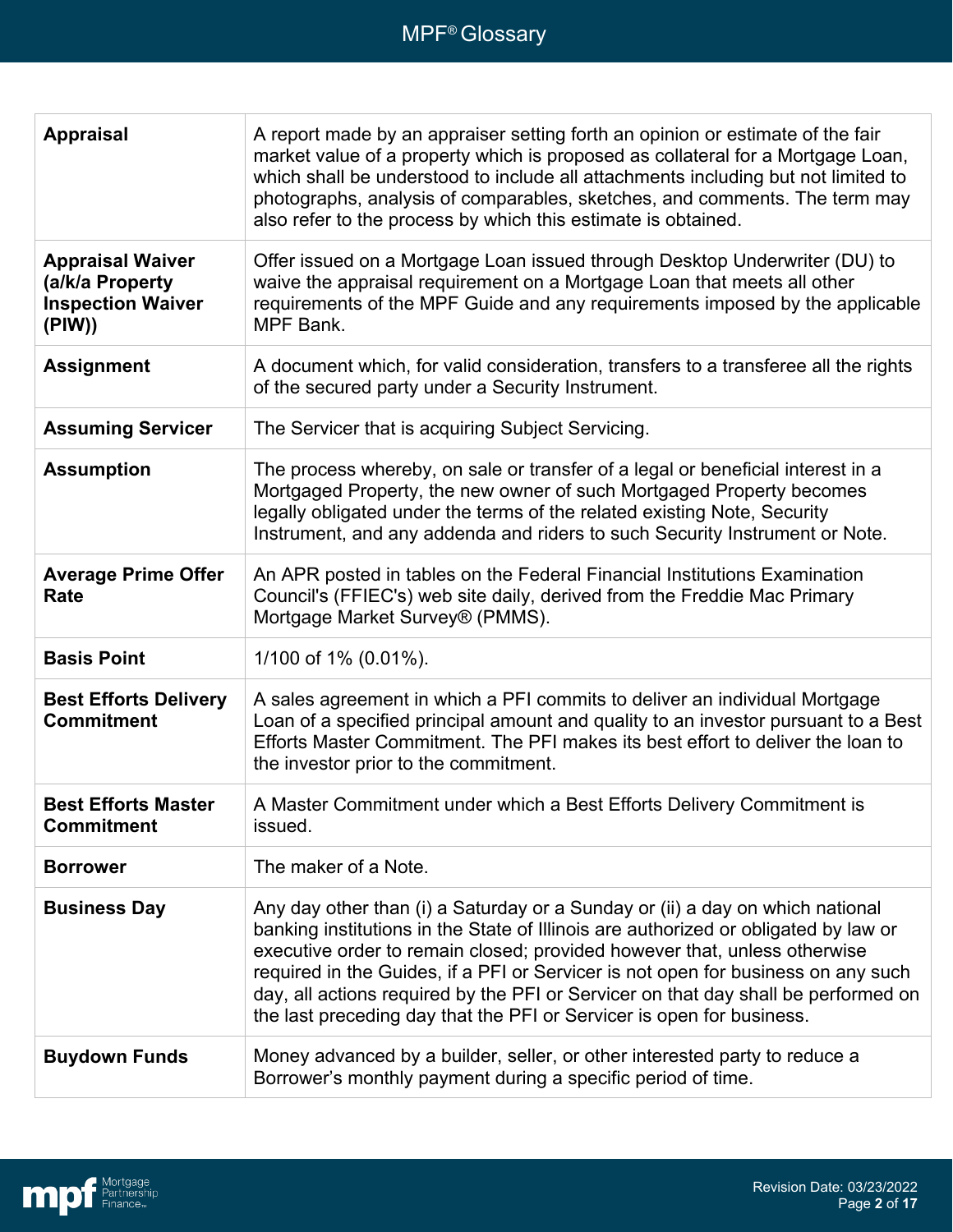| | |
|---|---|
| **Appraisal** | A report made by an appraiser setting forth an opinion or estimate of the fair market value of a property which is proposed as collateral for a Mortgage Loan, which shall be understood to include all attachments including but not limited to photographs, analysis of comparables, sketches, and comments. The term may also refer to the process by which this estimate is obtained. |
| **Appraisal Waiver (a/k/a Property Inspection Waiver (PIW))** | Offer issued on a Mortgage Loan issued through Desktop Underwriter (DU) to waive the appraisal requirement on a Mortgage Loan that meets all other requirements of the MPF Guide and any requirements imposed by the applicable MPF Bank. |
| **Assignment** | A document which, for valid consideration, transfers to a transferee all the rights of the secured party under a Security Instrument. |
| **Assuming Servicer** | The Servicer that is acquiring Subject Servicing. |
| **Assumption** | The process whereby, on sale or transfer of a legal or beneficial interest in a Mortgaged Property, the new owner of such Mortgaged Property becomes legally obligated under the terms of the related existing Note, Security Instrument, and any addenda and riders to such Security Instrument or Note. |
| **Average Prime Offer Rate** | An APR posted in tables on the Federal Financial Institutions Examination Council's (FFIEC's) web site daily, derived from the Freddie Mac Primary Mortgage Market Survey® (PMMS). |
| **Basis Point** | 1/100 of 1% (0.01%). |
| **Best Efforts Delivery Commitment** | A sales agreement in which a PFI commits to deliver an individual Mortgage Loan of a specified principal amount and quality to an investor pursuant to a Best Efforts Master Commitment. The PFI makes its best effort to deliver the loan to the investor prior to the commitment. |
| **Best Efforts Master Commitment** | A Master Commitment under which a Best Efforts Delivery Commitment is issued. |
| **Borrower** | The maker of a Note. |
| **Business Day** | Any day other than (i) a Saturday or a Sunday or (ii) a day on which national banking institutions in the State of Illinois are authorized or obligated by law or executive order to remain closed; provided however that, unless otherwise required in the Guides, if a PFI or Servicer is not open for business on any such day, all actions required by the PFI or Servicer on that day shall be performed on the last preceding day that the PFI or Servicer is open for business. |
| **Buydown Funds** | Money advanced by a builder, seller, or other interested party to reduce a Borrower's monthly payment during a specific period of time. |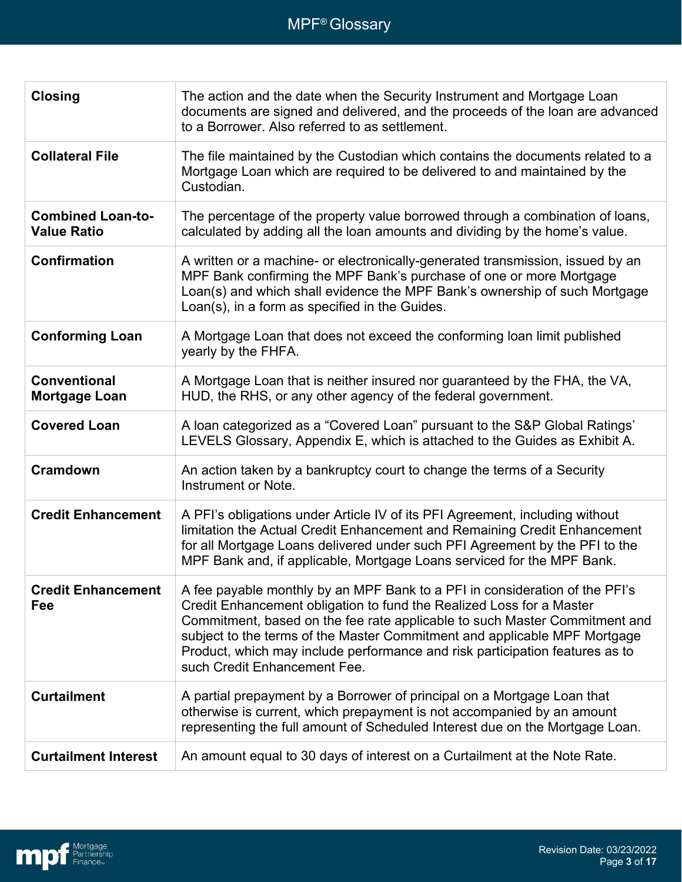| | |
|---|---|
| **Closing** | The action and the date when the Security Instrument and Mortgage Loan documents are signed and delivered, and the proceeds of the loan are advanced to a Borrower. Also referred to as settlement. |
| **Collateral File** | The file maintained by the Custodian which contains the documents related to a Mortgage Loan which are required to be delivered to and maintained by the Custodian. |
| **Combined Loan-to-Value Ratio** | The percentage of the property value borrowed through a combination of loans, calculated by adding all the loan amounts and dividing by the home's value. |
| **Confirmation** | A written or a machine- or electronically-generated transmission, issued by an MPF Bank confirming the MPF Bank's purchase of one or more Mortgage Loan(s) and which shall evidence the MPF Bank's ownership of such Mortgage Loan(s), in a form as specified in the Guides. |
| **Conforming Loan** | A Mortgage Loan that does not exceed the conforming loan limit published yearly by the FHFA. |
| **Conventional Mortgage Loan** | A Mortgage Loan that is neither insured nor guaranteed by the FHA, the VA, HUD, the RHS, or any other agency of the federal government. |
| **Covered Loan** | A loan categorized as a "Covered Loan" pursuant to the S&P Global Ratings' LEVELS Glossary, Appendix E, which is attached to the Guides as Exhibit A. |
| **Cramdown** | An action taken by a bankruptcy court to change the terms of a Security Instrument or Note. |
| **Credit Enhancement** | A PFI's obligations under Article IV of its PFI Agreement, including without limitation the Actual Credit Enhancement and Remaining Credit Enhancement for all Mortgage Loans delivered under such PFI Agreement by the PFI to the MPF Bank and, if applicable, Mortgage Loans serviced for the MPF Bank. |
| **Credit Enhancement Fee** | A fee payable monthly by an MPF Bank to a PFI in consideration of the PFI's Credit Enhancement obligation to fund the Realized Loss for a Master Commitment, based on the fee rate applicable to such Master Commitment and subject to the terms of the Master Commitment and applicable MPF Mortgage Product, which may include performance and risk participation features as to such Credit Enhancement Fee. |
| **Curtailment** | A partial prepayment by a Borrower of principal on a Mortgage Loan that otherwise is current, which prepayment is not accompanied by an amount representing the full amount of Scheduled Interest due on the Mortgage Loan. |
| **Curtailment Interest** | An amount equal to 30 days of interest on a Curtailment at the Note Rate. |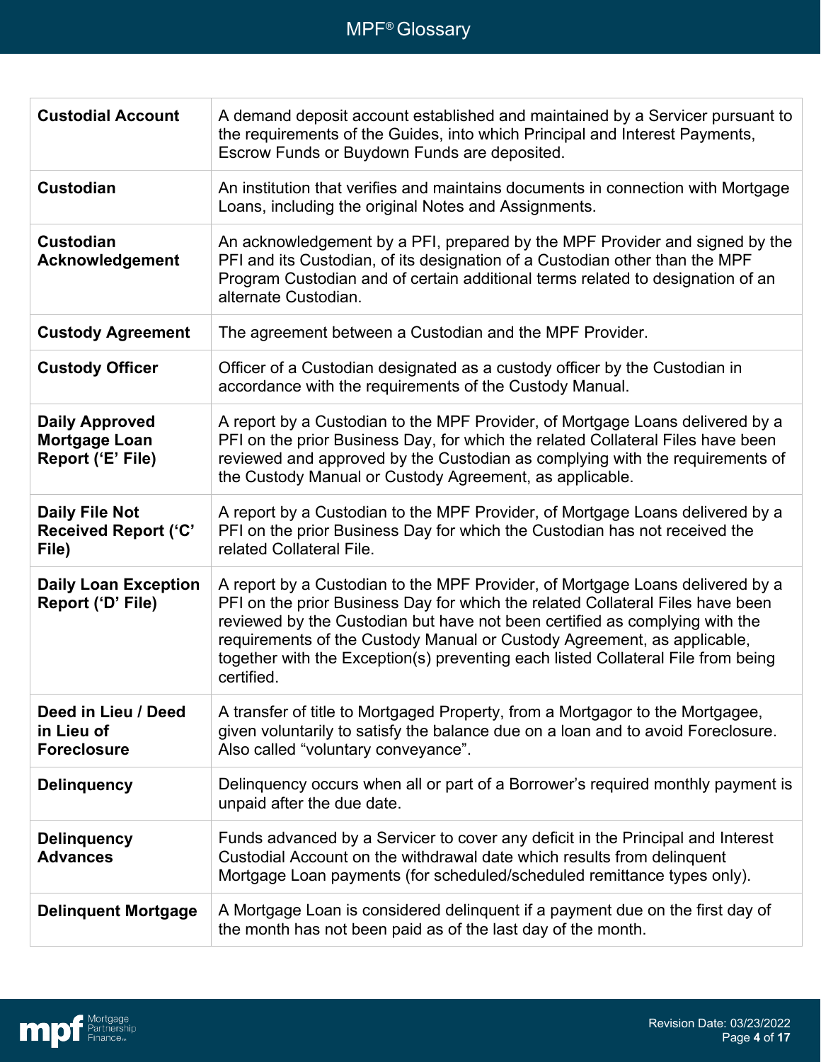| | |
|---|---|
| **Custodial Account** | A demand deposit account established and maintained by a Servicer pursuant to the requirements of the Guides, into which Principal and Interest Payments, Escrow Funds or Buydown Funds are deposited. |
| **Custodian** | An institution that verifies and maintains documents in connection with Mortgage Loans, including the original Notes and Assignments. |
| **Custodian Acknowledgement** | An acknowledgement by a PFI, prepared by the MPF Provider and signed by the PFI and its Custodian, of its designation of a Custodian other than the MPF Program Custodian and of certain additional terms related to designation of an alternate Custodian. |
| **Custody Agreement** | The agreement between a Custodian and the MPF Provider. |
| **Custody Officer** | Officer of a Custodian designated as a custody officer by the Custodian in accordance with the requirements of the Custody Manual. |
| **Daily Approved Mortgage Loan Report ('E' File)** | A report by a Custodian to the MPF Provider, of Mortgage Loans delivered by a PFI on the prior Business Day, for which the related Collateral Files have been reviewed and approved by the Custodian as complying with the requirements of the Custody Manual or Custody Agreement, as applicable. |
| **Daily File Not Received Report ('C' File)** | A report by a Custodian to the MPF Provider, of Mortgage Loans delivered by a PFI on the prior Business Day for which the Custodian has not received the related Collateral File. |
| **Daily Loan Exception Report ('D' File)** | A report by a Custodian to the MPF Provider, of Mortgage Loans delivered by a PFI on the prior Business Day for which the related Collateral Files have been reviewed by the Custodian but have not been certified as complying with the requirements of the Custody Manual or Custody Agreement, as applicable, together with the Exception(s) preventing each listed Collateral File from being certified. |
| **Deed in Lieu / Deed in Lieu of Foreclosure** | A transfer of title to Mortgaged Property, from a Mortgagor to the Mortgagee, given voluntarily to satisfy the balance due on a loan and to avoid Foreclosure. Also called "voluntary conveyance". |
| **Delinquency** | Delinquency occurs when all or part of a Borrower's required monthly payment is unpaid after the due date. |
| **Delinquency Advances** | Funds advanced by a Servicer to cover any deficit in the Principal and Interest Custodial Account on the withdrawal date which results from delinquent Mortgage Loan payments (for scheduled/scheduled remittance types only). |
| **Delinquent Mortgage** | A Mortgage Loan is considered delinquent if a payment due on the first day of the month has not been paid as of the last day of the month. |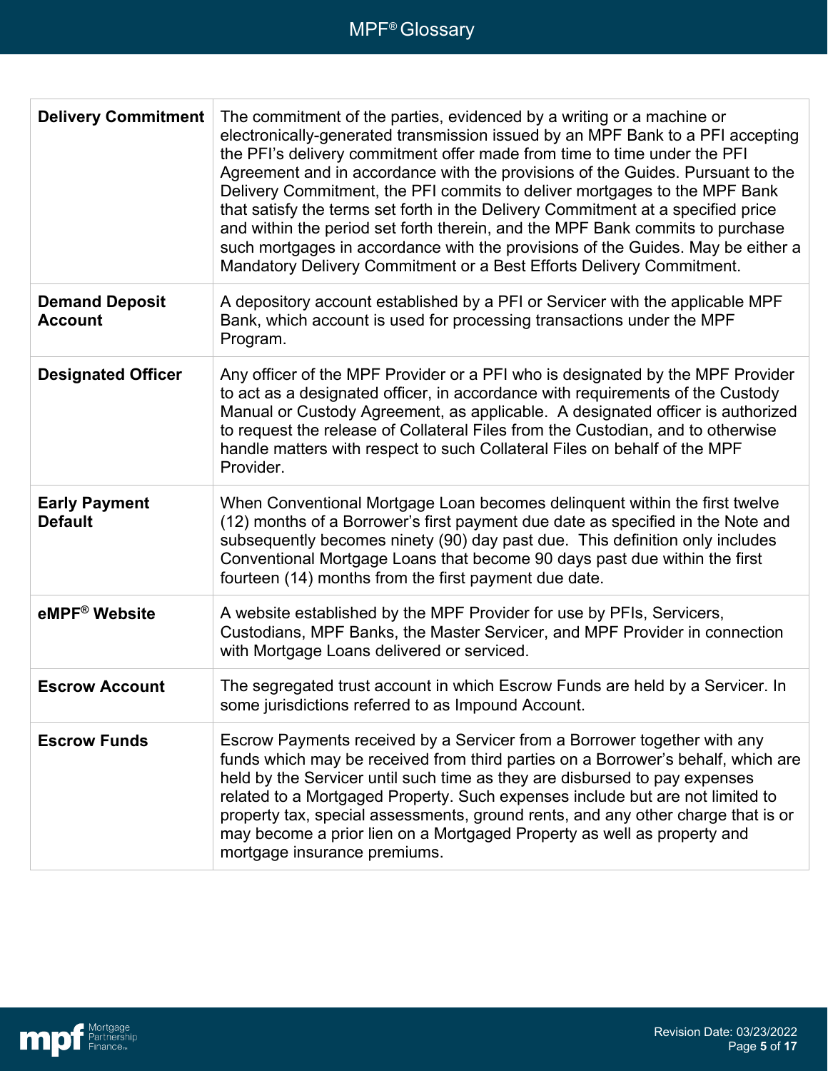| | |
|---|---|
| **Delivery Commitment** | The commitment of the parties, evidenced by a writing or a machine or electronically-generated transmission issued by an MPF Bank to a PFI accepting the PFI's delivery commitment offer made from time to time under the PFI Agreement and in accordance with the provisions of the Guides. Pursuant to the Delivery Commitment, the PFI commits to deliver mortgages to the MPF Bank that satisfy the terms set forth in the Delivery Commitment at a specified price and within the period set forth therein, and the MPF Bank commits to purchase such mortgages in accordance with the provisions of the Guides. May be either a Mandatory Delivery Commitment or a Best Efforts Delivery Commitment. |
| **Demand Deposit Account** | A depository account established by a PFI or Servicer with the applicable MPF Bank, which account is used for processing transactions under the MPF Program. |
| **Designated Officer** | Any officer of the MPF Provider or a PFI who is designated by the MPF Provider to act as a designated officer, in accordance with requirements of the Custody Manual or Custody Agreement, as applicable. A designated officer is authorized to request the release of Collateral Files from the Custodian, and to otherwise handle matters with respect to such Collateral Files on behalf of the MPF Provider. |
| **Early Payment Default** | When Conventional Mortgage Loan becomes delinquent within the first twelve (12) months of a Borrower's first payment due date as specified in the Note and subsequently becomes ninety (90) day past due. This definition only includes Conventional Mortgage Loans that become 90 days past due within the first fourteen (14) months from the first payment due date. |
| **eMPF® Website** | A website established by the MPF Provider for use by PFIs, Servicers, Custodians, MPF Banks, the Master Servicer, and MPF Provider in connection with Mortgage Loans delivered or serviced. |
| **Escrow Account** | The segregated trust account in which Escrow Funds are held by a Servicer. In some jurisdictions referred to as Impound Account. |
| **Escrow Funds** | Escrow Payments received by a Servicer from a Borrower together with any funds which may be received from third parties on a Borrower's behalf, which are held by the Servicer until such time as they are disbursed to pay expenses related to a Mortgaged Property. Such expenses include but are not limited to property tax, special assessments, ground rents, and any other charge that is or may become a prior lien on a Mortgaged Property as well as property and mortgage insurance premiums. |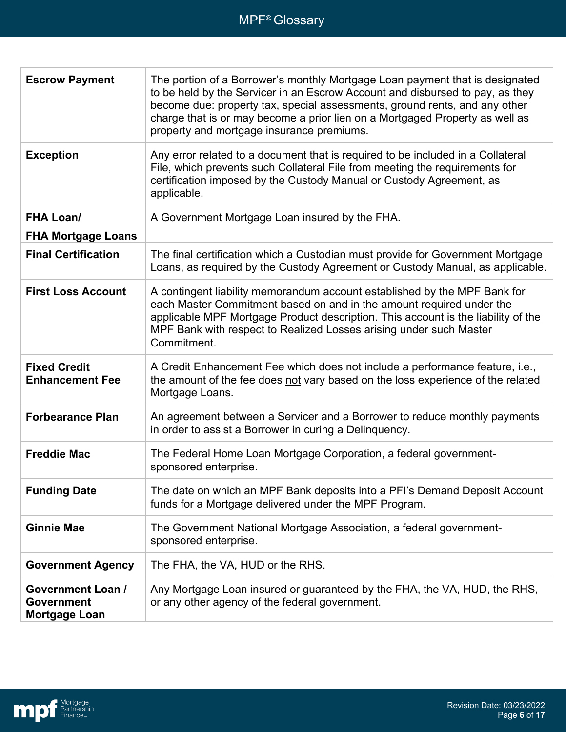| | |
|---|---|
| **Escrow Payment** | The portion of a Borrower's monthly Mortgage Loan payment that is designated to be held by the Servicer in an Escrow Account and disbursed to pay, as they become due: property tax, special assessments, ground rents, and any other charge that is or may become a prior lien on a Mortgaged Property as well as property and mortgage insurance premiums. |
| **Exception** | Any error related to a document that is required to be included in a Collateral File, which prevents such Collateral File from meeting the requirements for certification imposed by the Custody Manual or Custody Agreement, as applicable. |
| **FHA Loan/ FHA Mortgage Loans** | A Government Mortgage Loan insured by the FHA. |
| **Final Certification** | The final certification which a Custodian must provide for Government Mortgage Loans, as required by the Custody Agreement or Custody Manual, as applicable. |
| **First Loss Account** | A contingent liability memorandum account established by the MPF Bank for each Master Commitment based on and in the amount required under the applicable MPF Mortgage Product description. This account is the liability of the MPF Bank with respect to Realized Losses arising under such Master Commitment. |
| **Fixed Credit Enhancement Fee** | A Credit Enhancement Fee which does not include a performance feature, i.e., the amount of the fee does not vary based on the loss experience of the related Mortgage Loans. |
| **Forbearance Plan** | An agreement between a Servicer and a Borrower to reduce monthly payments in order to assist a Borrower in curing a Delinquency. |
| **Freddie Mac** | The Federal Home Loan Mortgage Corporation, a federal government-sponsored enterprise. |
| **Funding Date** | The date on which an MPF Bank deposits into a PFI's Demand Deposit Account funds for a Mortgage delivered under the MPF Program. |
| **Ginnie Mae** | The Government National Mortgage Association, a federal government-sponsored enterprise. |
| **Government Agency** | The FHA, the VA, HUD or the RHS. |
| **Government Loan / Government Mortgage Loan** | Any Mortgage Loan insured or guaranteed by the FHA, the VA, HUD, the RHS, or any other agency of the federal government. |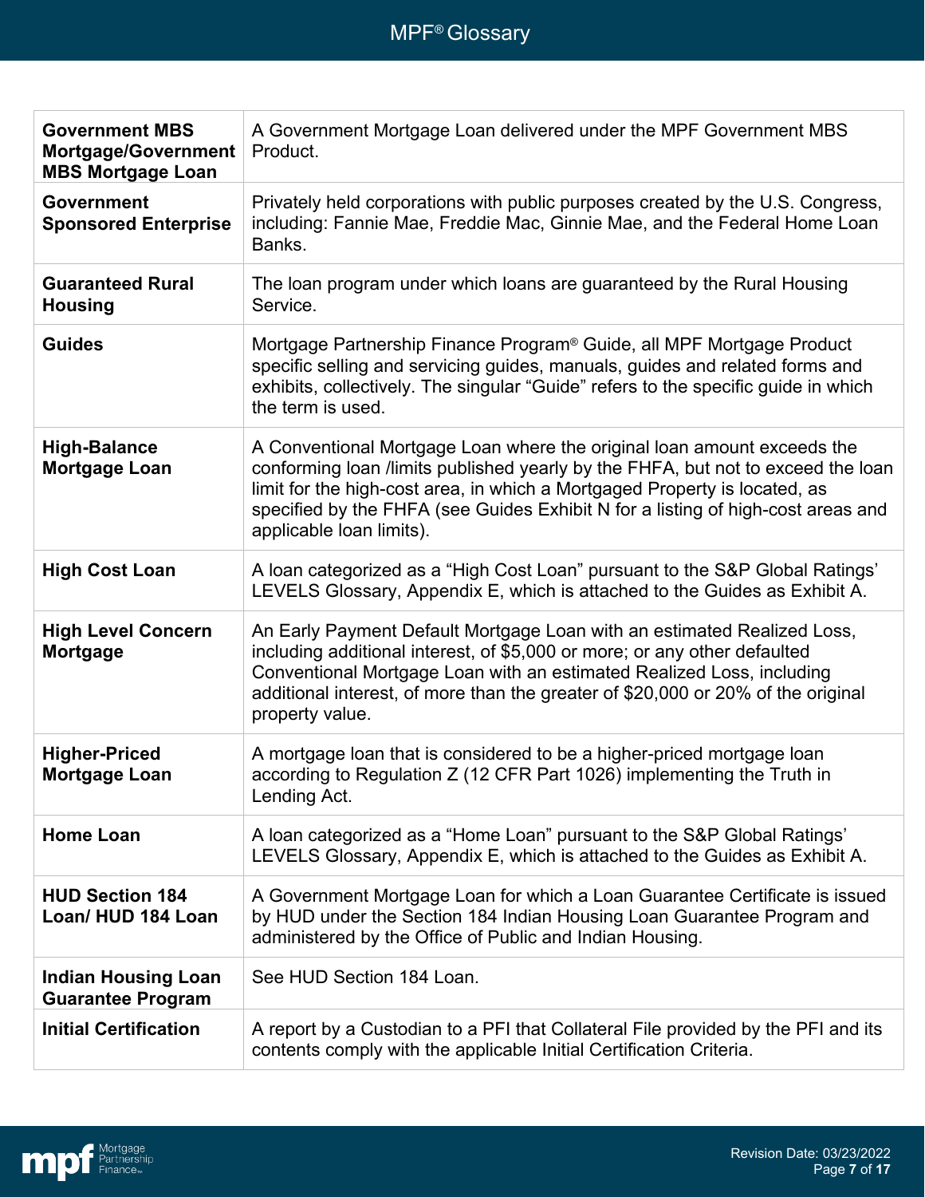| | |
|---|---|
| **Government MBS Mortgage/Government MBS Mortgage Loan** | A Government Mortgage Loan delivered under the MPF Government MBS Product. |
| **Government Sponsored Enterprise** | Privately held corporations with public purposes created by the U.S. Congress, including: Fannie Mae, Freddie Mac, Ginnie Mae, and the Federal Home Loan Banks. |
| **Guaranteed Rural Housing** | The loan program under which loans are guaranteed by the Rural Housing Service. |
| **Guides** | Mortgage Partnership Finance Program® Guide, all MPF Mortgage Product specific selling and servicing guides, manuals, guides and related forms and exhibits, collectively. The singular "Guide" refers to the specific guide in which the term is used. |
| **High-Balance Mortgage Loan** | A Conventional Mortgage Loan where the original loan amount exceeds the conforming loan /limits published yearly by the FHFA, but not to exceed the loan limit for the high-cost area, in which a Mortgaged Property is located, as specified by the FHFA (see Guides Exhibit N for a listing of high-cost areas and applicable loan limits). |
| **High Cost Loan** | A loan categorized as a "High Cost Loan" pursuant to the S&P Global Ratings' LEVELS Glossary, Appendix E, which is attached to the Guides as Exhibit A. |
| **High Level Concern Mortgage** | An Early Payment Default Mortgage Loan with an estimated Realized Loss, including additional interest, of $5,000 or more; or any other defaulted Conventional Mortgage Loan with an estimated Realized Loss, including additional interest, of more than the greater of $20,000 or 20% of the original property value. |
| **Higher-Priced Mortgage Loan** | A mortgage loan that is considered to be a higher-priced mortgage loan according to Regulation Z (12 CFR Part 1026) implementing the Truth in Lending Act. |
| **Home Loan** | A loan categorized as a "Home Loan" pursuant to the S&P Global Ratings' LEVELS Glossary, Appendix E, which is attached to the Guides as Exhibit A. |
| **HUD Section 184 Loan/ HUD 184 Loan** | A Government Mortgage Loan for which a Loan Guarantee Certificate is issued by HUD under the Section 184 Indian Housing Loan Guarantee Program and administered by the Office of Public and Indian Housing. |
| **Indian Housing Loan Guarantee Program** | See HUD Section 184 Loan. |
| **Initial Certification** | A report by a Custodian to a PFI that Collateral File provided by the PFI and its contents comply with the applicable Initial Certification Criteria. |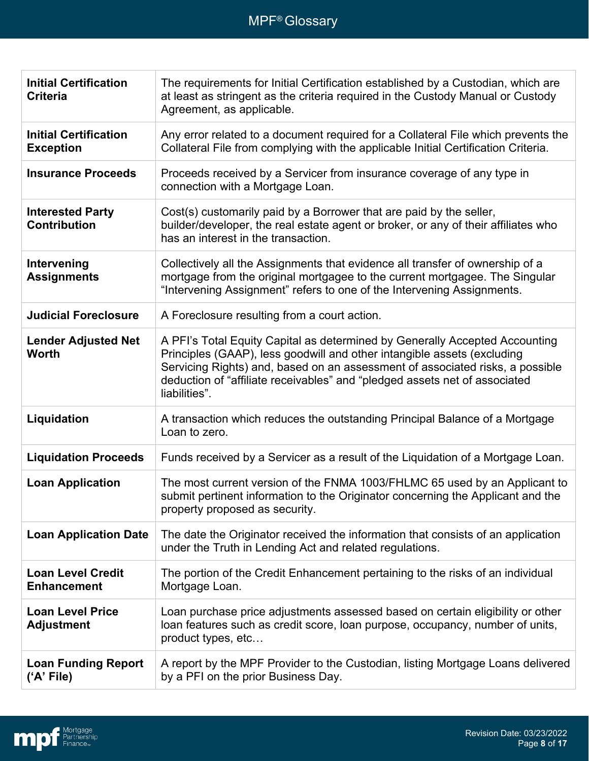| Term | Definition |
|---|---|
| **Initial Certification Criteria** | The requirements for Initial Certification established by a Custodian, which are at least as stringent as the criteria required in the Custody Manual or Custody Agreement, as applicable. |
| **Initial Certification Exception** | Any error related to a document required for a Collateral File which prevents the Collateral File from complying with the applicable Initial Certification Criteria. |
| **Insurance Proceeds** | Proceeds received by a Servicer from insurance coverage of any type in connection with a Mortgage Loan. |
| **Interested Party Contribution** | Cost(s) customarily paid by a Borrower that are paid by the seller, builder/developer, the real estate agent or broker, or any of their affiliates who has an interest in the transaction. |
| **Intervening Assignments** | Collectively all the Assignments that evidence all transfer of ownership of a mortgage from the original mortgagee to the current mortgagee. The Singular “Intervening Assignment” refers to one of the Intervening Assignments. |
| **Judicial Foreclosure** | A Foreclosure resulting from a court action. |
| **Lender Adjusted Net Worth** | A PFI’s Total Equity Capital as determined by Generally Accepted Accounting Principles (GAAP), less goodwill and other intangible assets (excluding Servicing Rights) and, based on an assessment of associated risks, a possible deduction of “affiliate receivables” and “pledged assets net of associated liabilities”. |
| **Liquidation** | A transaction which reduces the outstanding Principal Balance of a Mortgage Loan to zero. |
| **Liquidation Proceeds** | Funds received by a Servicer as a result of the Liquidation of a Mortgage Loan. |
| **Loan Application** | The most current version of the FNMA 1003/FHLMC 65 used by an Applicant to submit pertinent information to the Originator concerning the Applicant and the property proposed as security. |
| **Loan Application Date** | The date the Originator received the information that consists of an application under the Truth in Lending Act and related regulations. |
| **Loan Level Credit Enhancement** | The portion of the Credit Enhancement pertaining to the risks of an individual Mortgage Loan. |
| **Loan Level Price Adjustment** | Loan purchase price adjustments assessed based on certain eligibility or other loan features such as credit score, loan purpose, occupancy, number of units, product types, etc… |
| **Loan Funding Report (‘A’ File)** | A report by the MPF Provider to the Custodian, listing Mortgage Loans delivered by a PFI on the prior Business Day. |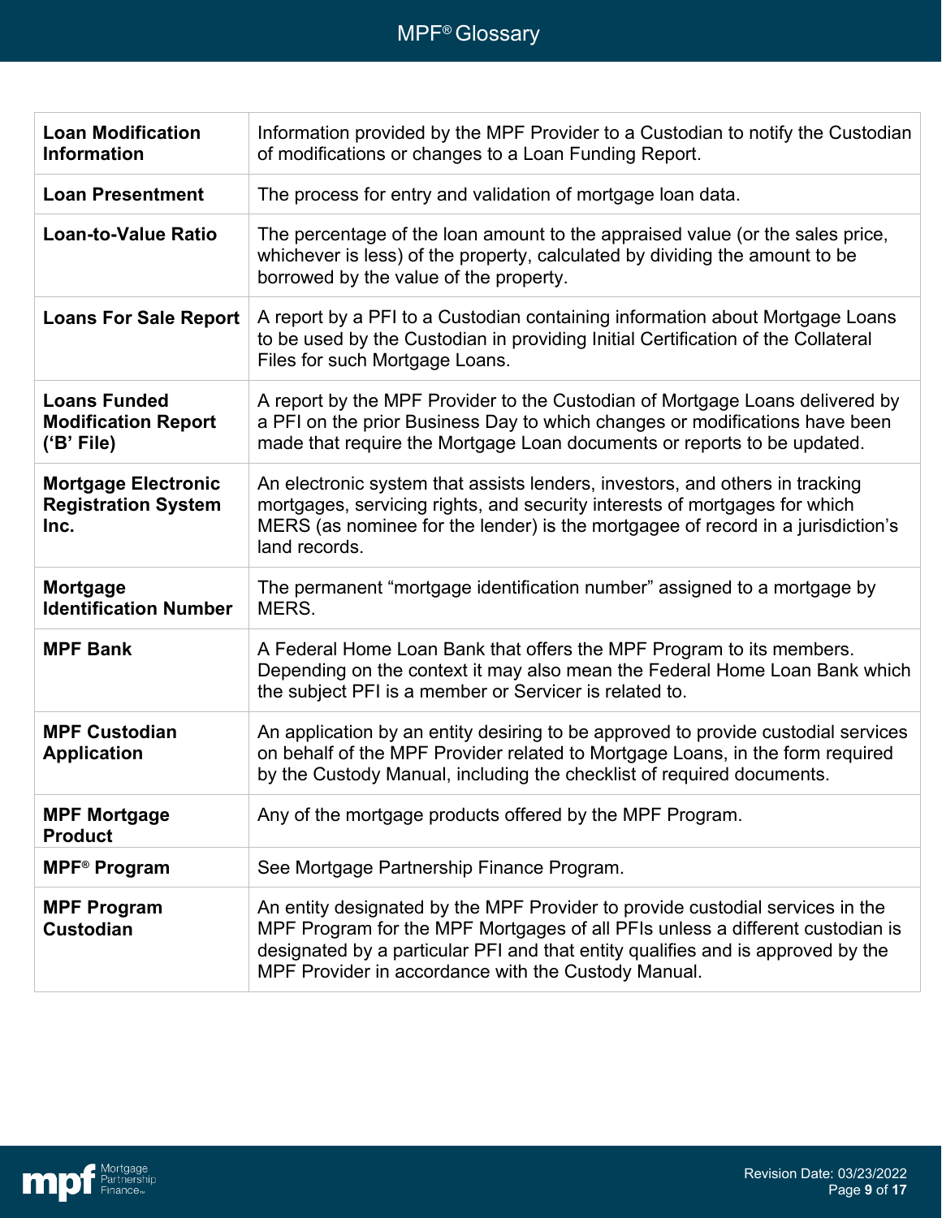| | |
|---|---|
| **Loan Modification Information** | Information provided by the MPF Provider to a Custodian to notify the Custodian of modifications or changes to a Loan Funding Report. |
| **Loan Presentment** | The process for entry and validation of mortgage loan data. |
| **Loan-to-Value Ratio** | The percentage of the loan amount to the appraised value (or the sales price, whichever is less) of the property, calculated by dividing the amount to be borrowed by the value of the property. |
| **Loans For Sale Report** | A report by a PFI to a Custodian containing information about Mortgage Loans to be used by the Custodian in providing Initial Certification of the Collateral Files for such Mortgage Loans. |
| **Loans Funded Modification Report ('B' File)** | A report by the MPF Provider to the Custodian of Mortgage Loans delivered by a PFI on the prior Business Day to which changes or modifications have been made that require the Mortgage Loan documents or reports to be updated. |
| **Mortgage Electronic Registration System Inc.** | An electronic system that assists lenders, investors, and others in tracking mortgages, servicing rights, and security interests of mortgages for which MERS (as nominee for the lender) is the mortgagee of record in a jurisdiction's land records. |
| **Mortgage Identification Number** | The permanent "mortgage identification number" assigned to a mortgage by MERS. |
| **MPF Bank** | A Federal Home Loan Bank that offers the MPF Program to its members. Depending on the context it may also mean the Federal Home Loan Bank which the subject PFI is a member or Servicer is related to. |
| **MPF Custodian Application** | An application by an entity desiring to be approved to provide custodial services on behalf of the MPF Provider related to Mortgage Loans, in the form required by the Custody Manual, including the checklist of required documents. |
| **MPF Mortgage Product** | Any of the mortgage products offered by the MPF Program. |
| **MPF® Program** | See Mortgage Partnership Finance Program. |
| **MPF Program Custodian** | An entity designated by the MPF Provider to provide custodial services in the MPF Program for the MPF Mortgages of all PFIs unless a different custodian is designated by a particular PFI and that entity qualifies and is approved by the MPF Provider in accordance with the Custody Manual. |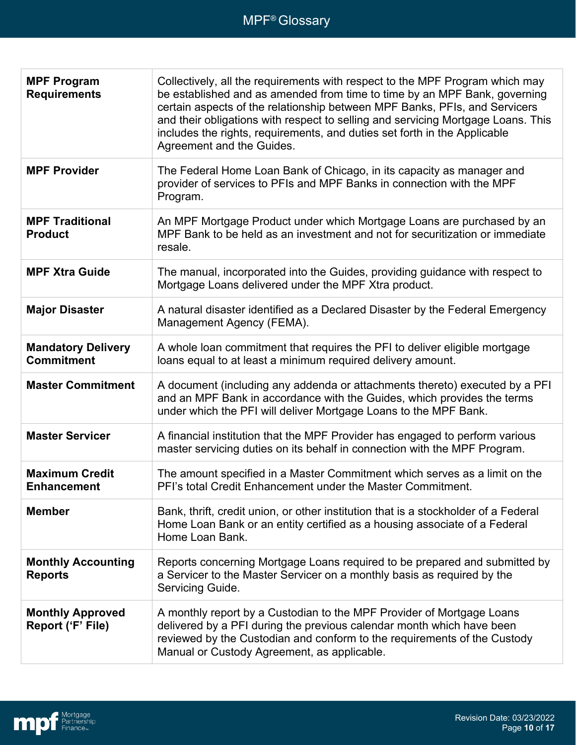| | |
|---|---|
| **MPF Program Requirements** | Collectively, all the requirements with respect to the MPF Program which may be established and as amended from time to time by an MPF Bank, governing certain aspects of the relationship between MPF Banks, PFIs, and Servicers and their obligations with respect to selling and servicing Mortgage Loans. This includes the rights, requirements, and duties set forth in the Applicable Agreement and the Guides. |
| **MPF Provider** | The Federal Home Loan Bank of Chicago, in its capacity as manager and provider of services to PFIs and MPF Banks in connection with the MPF Program. |
| **MPF Traditional Product** | An MPF Mortgage Product under which Mortgage Loans are purchased by an MPF Bank to be held as an investment and not for securitization or immediate resale. |
| **MPF Xtra Guide** | The manual, incorporated into the Guides, providing guidance with respect to Mortgage Loans delivered under the MPF Xtra product. |
| **Major Disaster** | A natural disaster identified as a Declared Disaster by the Federal Emergency Management Agency (FEMA). |
| **Mandatory Delivery Commitment** | A whole loan commitment that requires the PFI to deliver eligible mortgage loans equal to at least a minimum required delivery amount. |
| **Master Commitment** | A document (including any addenda or attachments thereto) executed by a PFI and an MPF Bank in accordance with the Guides, which provides the terms under which the PFI will deliver Mortgage Loans to the MPF Bank. |
| **Master Servicer** | A financial institution that the MPF Provider has engaged to perform various master servicing duties on its behalf in connection with the MPF Program. |
| **Maximum Credit Enhancement** | The amount specified in a Master Commitment which serves as a limit on the PFI's total Credit Enhancement under the Master Commitment. |
| **Member** | Bank, thrift, credit union, or other institution that is a stockholder of a Federal Home Loan Bank or an entity certified as a housing associate of a Federal Home Loan Bank. |
| **Monthly Accounting Reports** | Reports concerning Mortgage Loans required to be prepared and submitted by a Servicer to the Master Servicer on a monthly basis as required by the Servicing Guide. |
| **Monthly Approved Report ('F' File)** | A monthly report by a Custodian to the MPF Provider of Mortgage Loans delivered by a PFI during the previous calendar month which have been reviewed by the Custodian and conform to the requirements of the Custody Manual or Custody Agreement, as applicable. |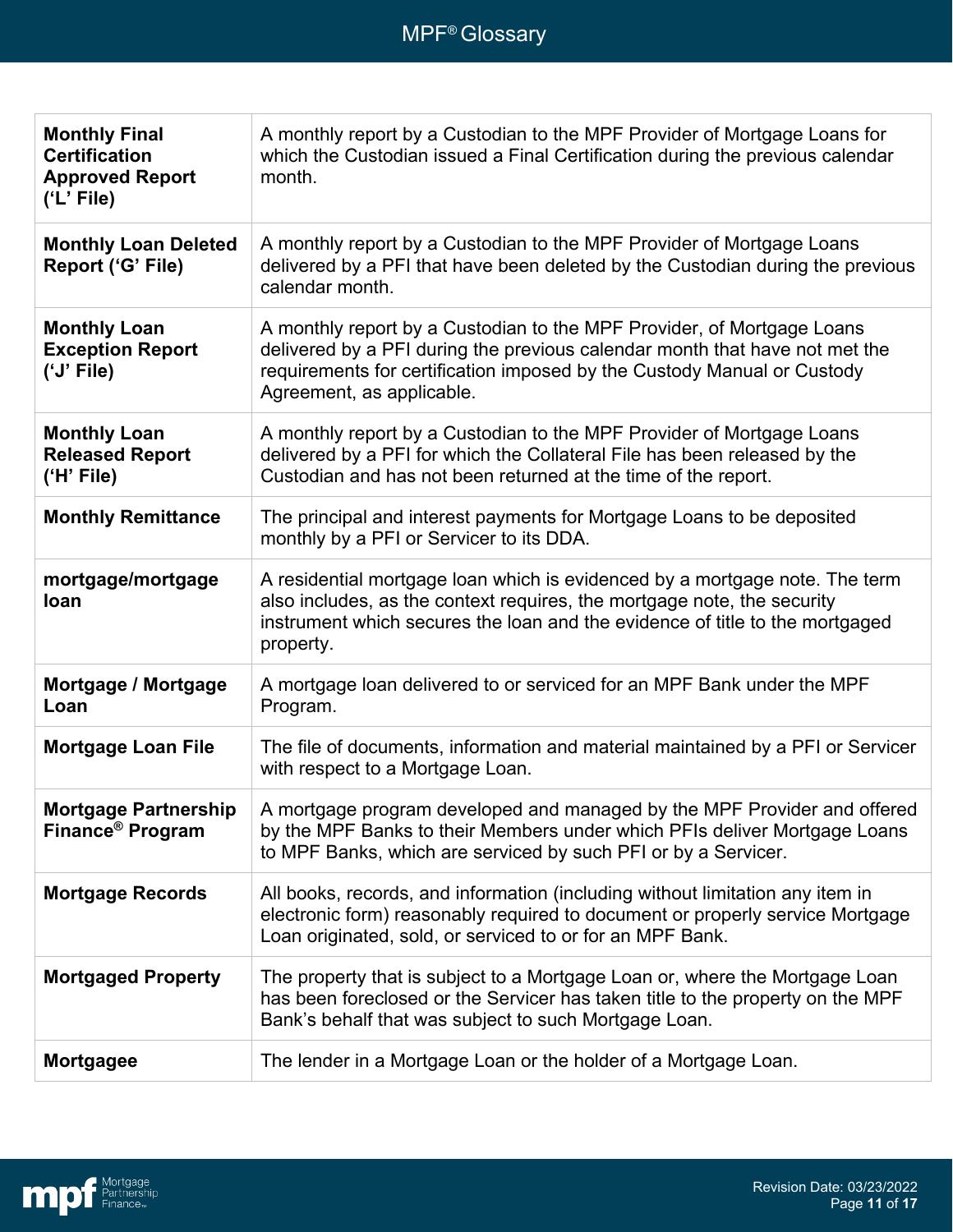| | |
|---|---|
| **Monthly Final Certification Approved Report ('L' File)** | A monthly report by a Custodian to the MPF Provider of Mortgage Loans for which the Custodian issued a Final Certification during the previous calendar month. |
| **Monthly Loan Deleted Report ('G' File)** | A monthly report by a Custodian to the MPF Provider of Mortgage Loans delivered by a PFI that have been deleted by the Custodian during the previous calendar month. |
| **Monthly Loan Exception Report ('J' File)** | A monthly report by a Custodian to the MPF Provider, of Mortgage Loans delivered by a PFI during the previous calendar month that have not met the requirements for certification imposed by the Custody Manual or Custody Agreement, as applicable. |
| **Monthly Loan Released Report ('H' File)** | A monthly report by a Custodian to the MPF Provider of Mortgage Loans delivered by a PFI for which the Collateral File has been released by the Custodian and has not been returned at the time of the report. |
| **Monthly Remittance** | The principal and interest payments for Mortgage Loans to be deposited monthly by a PFI or Servicer to its DDA. |
| **mortgage/mortgage loan** | A residential mortgage loan which is evidenced by a mortgage note. The term also includes, as the context requires, the mortgage note, the security instrument which secures the loan and the evidence of title to the mortgaged property. |
| **Mortgage / Mortgage Loan** | A mortgage loan delivered to or serviced for an MPF Bank under the MPF Program. |
| **Mortgage Loan File** | The file of documents, information and material maintained by a PFI or Servicer with respect to a Mortgage Loan. |
| **Mortgage Partnership Finance® Program** | A mortgage program developed and managed by the MPF Provider and offered by the MPF Banks to their Members under which PFIs deliver Mortgage Loans to MPF Banks, which are serviced by such PFI or by a Servicer. |
| **Mortgage Records** | All books, records, and information (including without limitation any item in electronic form) reasonably required to document or properly service Mortgage Loan originated, sold, or serviced to or for an MPF Bank. |
| **Mortgaged Property** | The property that is subject to a Mortgage Loan or, where the Mortgage Loan has been foreclosed or the Servicer has taken title to the property on the MPF Bank's behalf that was subject to such Mortgage Loan. |
| **Mortgagee** | The lender in a Mortgage Loan or the holder of a Mortgage Loan. |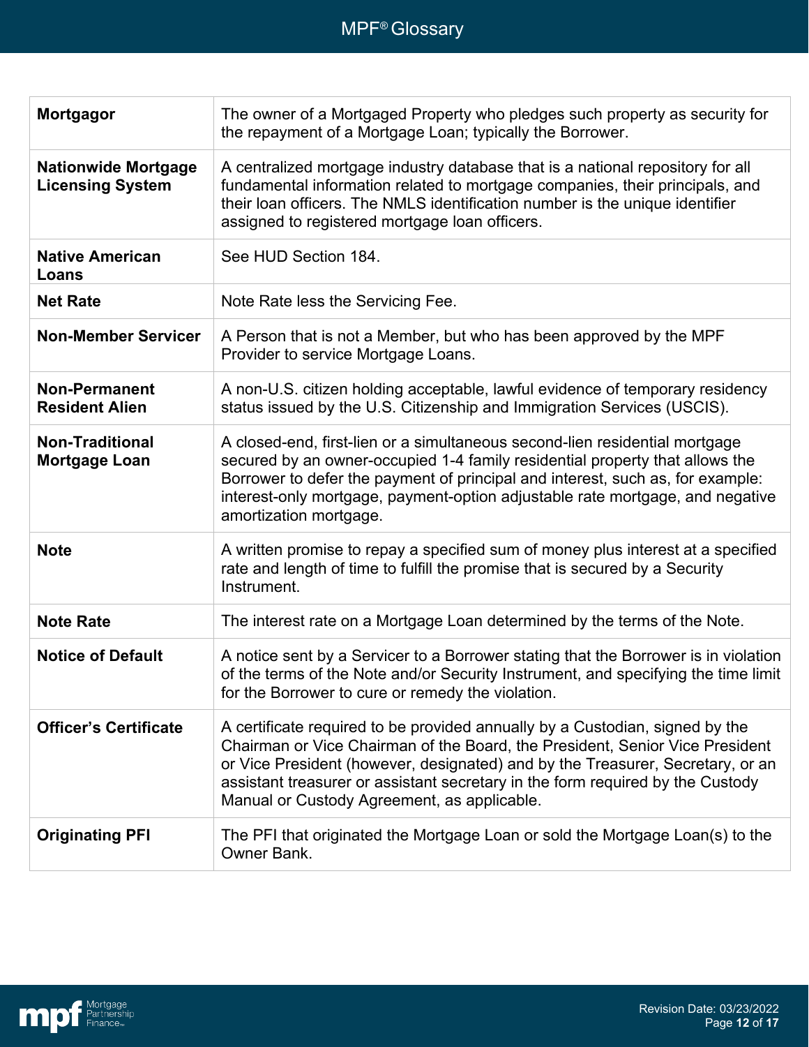| | |
|---|---|
| **Mortgagor** | The owner of a Mortgaged Property who pledges such property as security for the repayment of a Mortgage Loan; typically the Borrower. |
| **Nationwide Mortgage Licensing System** | A centralized mortgage industry database that is a national repository for all fundamental information related to mortgage companies, their principals, and their loan officers. The NMLS identification number is the unique identifier assigned to registered mortgage loan officers. |
| **Native American Loans** | See HUD Section 184. |
| **Net Rate** | Note Rate less the Servicing Fee. |
| **Non-Member Servicer** | A Person that is not a Member, but who has been approved by the MPF Provider to service Mortgage Loans. |
| **Non-Permanent Resident Alien** | A non-U.S. citizen holding acceptable, lawful evidence of temporary residency status issued by the U.S. Citizenship and Immigration Services (USCIS). |
| **Non-Traditional Mortgage Loan** | A closed-end, first-lien or a simultaneous second-lien residential mortgage secured by an owner-occupied 1-4 family residential property that allows the Borrower to defer the payment of principal and interest, such as, for example: interest-only mortgage, payment-option adjustable rate mortgage, and negative amortization mortgage. |
| **Note** | A written promise to repay a specified sum of money plus interest at a specified rate and length of time to fulfill the promise that is secured by a Security Instrument. |
| **Note Rate** | The interest rate on a Mortgage Loan determined by the terms of the Note. |
| **Notice of Default** | A notice sent by a Servicer to a Borrower stating that the Borrower is in violation of the terms of the Note and/or Security Instrument, and specifying the time limit for the Borrower to cure or remedy the violation. |
| **Officer's Certificate** | A certificate required to be provided annually by a Custodian, signed by the Chairman or Vice Chairman of the Board, the President, Senior Vice President or Vice President (however, designated) and by the Treasurer, Secretary, or an assistant treasurer or assistant secretary in the form required by the Custody Manual or Custody Agreement, as applicable. |
| **Originating PFI** | The PFI that originated the Mortgage Loan or sold the Mortgage Loan(s) to the Owner Bank. |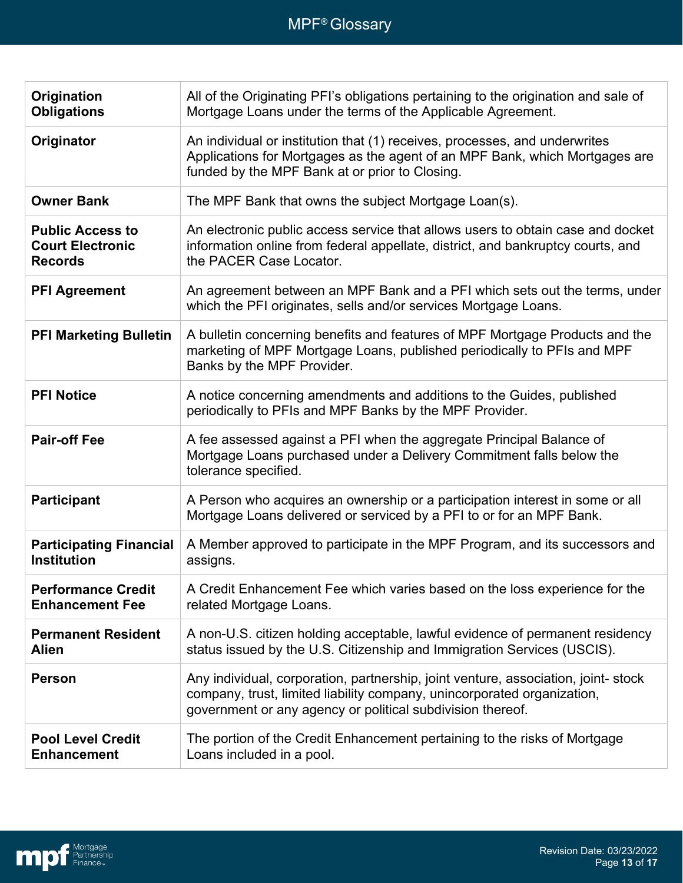| | |
|---|---|
| **Origination Obligations** | All of the Originating PFI's obligations pertaining to the origination and sale of Mortgage Loans under the terms of the Applicable Agreement. |
| **Originator** | An individual or institution that (1) receives, processes, and underwrites Applications for Mortgages as the agent of an MPF Bank, which Mortgages are funded by the MPF Bank at or prior to Closing. |
| **Owner Bank** | The MPF Bank that owns the subject Mortgage Loan(s). |
| **Public Access to Court Electronic Records** | An electronic public access service that allows users to obtain case and docket information online from federal appellate, district, and bankruptcy courts, and the PACER Case Locator. |
| **PFI Agreement** | An agreement between an MPF Bank and a PFI which sets out the terms, under which the PFI originates, sells and/or services Mortgage Loans. |
| **PFI Marketing Bulletin** | A bulletin concerning benefits and features of MPF Mortgage Products and the marketing of MPF Mortgage Loans, published periodically to PFIs and MPF Banks by the MPF Provider. |
| **PFI Notice** | A notice concerning amendments and additions to the Guides, published periodically to PFIs and MPF Banks by the MPF Provider. |
| **Pair-off Fee** | A fee assessed against a PFI when the aggregate Principal Balance of Mortgage Loans purchased under a Delivery Commitment falls below the tolerance specified. |
| **Participant** | A Person who acquires an ownership or a participation interest in some or all Mortgage Loans delivered or serviced by a PFI to or for an MPF Bank. |
| **Participating Financial Institution** | A Member approved to participate in the MPF Program, and its successors and assigns. |
| **Performance Credit Enhancement Fee** | A Credit Enhancement Fee which varies based on the loss experience for the related Mortgage Loans. |
| **Permanent Resident Alien** | A non-U.S. citizen holding acceptable, lawful evidence of permanent residency status issued by the U.S. Citizenship and Immigration Services (USCIS). |
| **Person** | Any individual, corporation, partnership, joint venture, association, joint- stock company, trust, limited liability company, unincorporated organization, government or any agency or political subdivision thereof. |
| **Pool Level Credit Enhancement** | The portion of the Credit Enhancement pertaining to the risks of Mortgage Loans included in a pool. |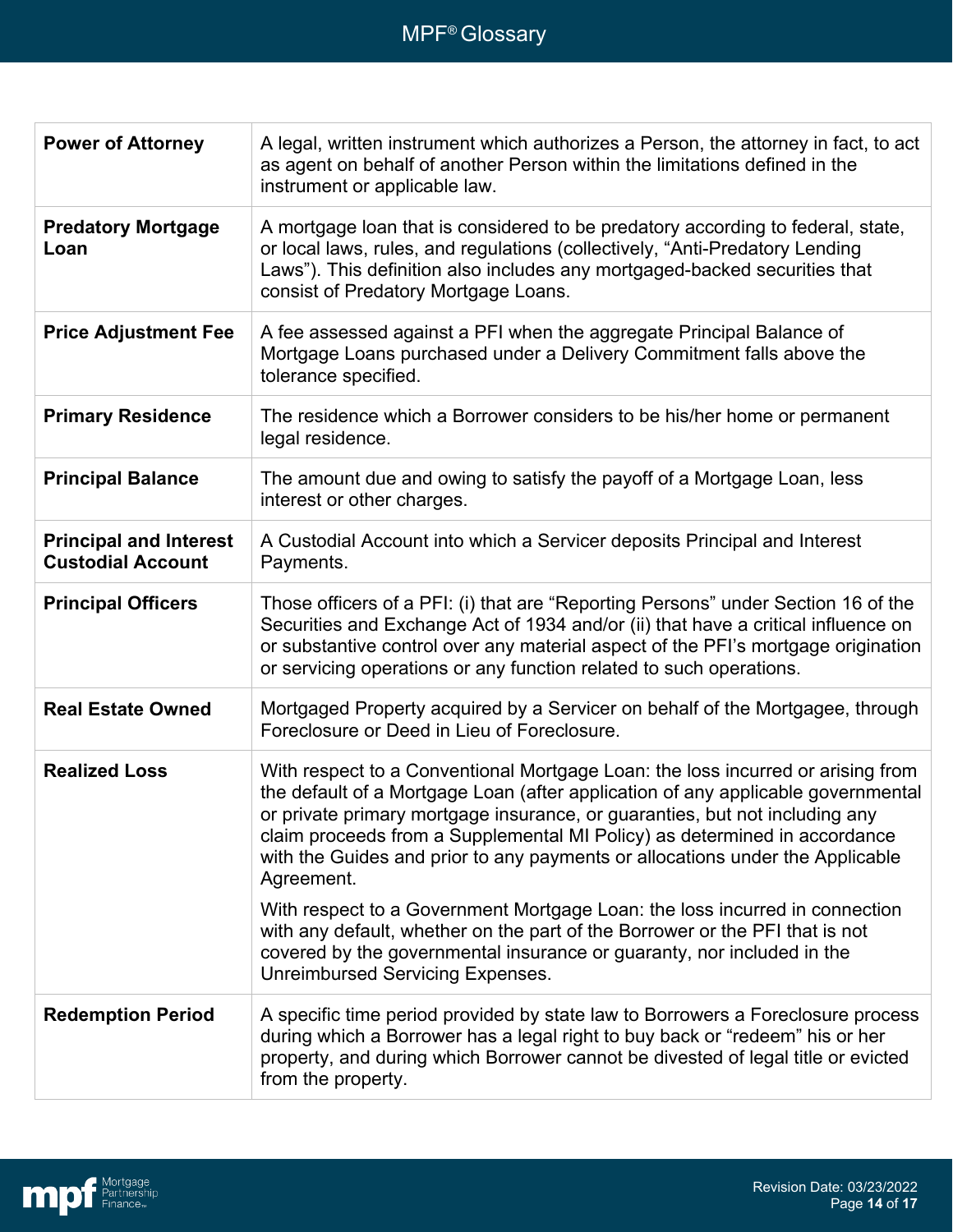| Term | Definition |
| --- | --- |
| **Power of Attorney** | A legal, written instrument which authorizes a Person, the attorney in fact, to act as agent on behalf of another Person within the limitations defined in the instrument or applicable law. |
| **Predatory Mortgage Loan** | A mortgage loan that is considered to be predatory according to federal, state, or local laws, rules, and regulations (collectively, "Anti-Predatory Lending Laws"). This definition also includes any mortgaged-backed securities that consist of Predatory Mortgage Loans. |
| **Price Adjustment Fee** | A fee assessed against a PFI when the aggregate Principal Balance of Mortgage Loans purchased under a Delivery Commitment falls above the tolerance specified. |
| **Primary Residence** | The residence which a Borrower considers to be his/her home or permanent legal residence. |
| **Principal Balance** | The amount due and owing to satisfy the payoff of a Mortgage Loan, less interest or other charges. |
| **Principal and Interest Custodial Account** | A Custodial Account into which a Servicer deposits Principal and Interest Payments. |
| **Principal Officers** | Those officers of a PFI: (i) that are "Reporting Persons" under Section 16 of the Securities and Exchange Act of 1934 and/or (ii) that have a critical influence on or substantive control over any material aspect of the PFI's mortgage origination or servicing operations or any function related to such operations. |
| **Real Estate Owned** | Mortgaged Property acquired by a Servicer on behalf of the Mortgagee, through Foreclosure or Deed in Lieu of Foreclosure. |
| **Realized Loss** | With respect to a Conventional Mortgage Loan: the loss incurred or arising from the default of a Mortgage Loan (after application of any applicable governmental or private primary mortgage insurance, or guaranties, but not including any claim proceeds from a Supplemental MI Policy) as determined in accordance with the Guides and prior to any payments or allocations under the Applicable Agreement.<br><br>With respect to a Government Mortgage Loan: the loss incurred in connection with any default, whether on the part of the Borrower or the PFI that is not covered by the governmental insurance or guaranty, nor included in the Unreimbursed Servicing Expenses. |
| **Redemption Period** | A specific time period provided by state law to Borrowers a Foreclosure process during which a Borrower has a legal right to buy back or "redeem" his or her property, and during which Borrower cannot be divested of legal title or evicted from the property. |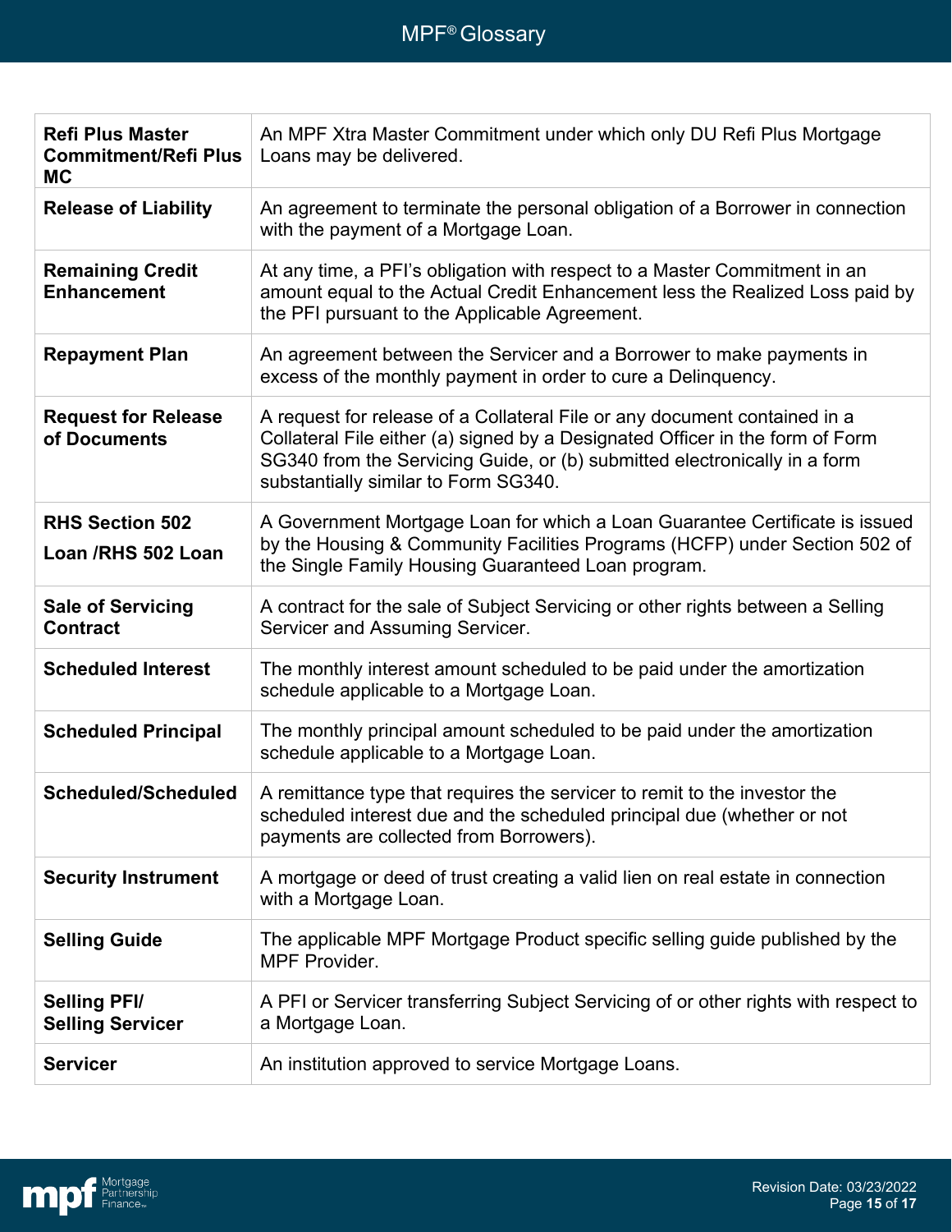| | |
|---|---|
| **Refi Plus Master Commitment/Refi Plus MC** | An MPF Xtra Master Commitment under which only DU Refi Plus Mortgage Loans may be delivered. |
| **Release of Liability** | An agreement to terminate the personal obligation of a Borrower in connection with the payment of a Mortgage Loan. |
| **Remaining Credit Enhancement** | At any time, a PFI's obligation with respect to a Master Commitment in an amount equal to the Actual Credit Enhancement less the Realized Loss paid by the PFI pursuant to the Applicable Agreement. |
| **Repayment Plan** | An agreement between the Servicer and a Borrower to make payments in excess of the monthly payment in order to cure a Delinquency. |
| **Request for Release of Documents** | A request for release of a Collateral File or any document contained in a Collateral File either (a) signed by a Designated Officer in the form of Form SG340 from the Servicing Guide, or (b) submitted electronically in a form substantially similar to Form SG340. |
| **RHS Section 502 Loan /RHS 502 Loan** | A Government Mortgage Loan for which a Loan Guarantee Certificate is issued by the Housing & Community Facilities Programs (HCFP) under Section 502 of the Single Family Housing Guaranteed Loan program. |
| **Sale of Servicing Contract** | A contract for the sale of Subject Servicing or other rights between a Selling Servicer and Assuming Servicer. |
| **Scheduled Interest** | The monthly interest amount scheduled to be paid under the amortization schedule applicable to a Mortgage Loan. |
| **Scheduled Principal** | The monthly principal amount scheduled to be paid under the amortization schedule applicable to a Mortgage Loan. |
| **Scheduled/Scheduled** | A remittance type that requires the servicer to remit to the investor the scheduled interest due and the scheduled principal due (whether or not payments are collected from Borrowers). |
| **Security Instrument** | A mortgage or deed of trust creating a valid lien on real estate in connection with a Mortgage Loan. |
| **Selling Guide** | The applicable MPF Mortgage Product specific selling guide published by the MPF Provider. |
| **Selling PFI/ Selling Servicer** | A PFI or Servicer transferring Subject Servicing of or other rights with respect to a Mortgage Loan. |
| **Servicer** | An institution approved to service Mortgage Loans. |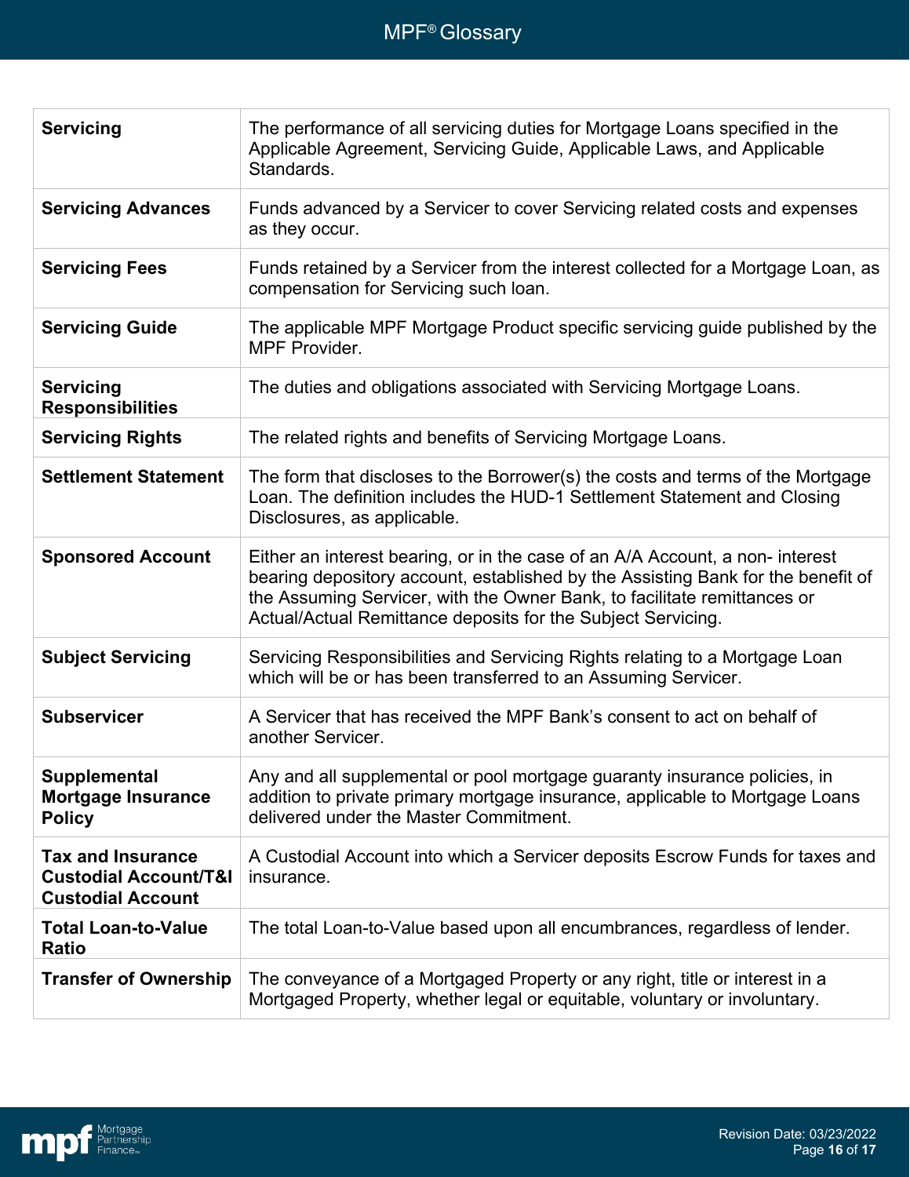| | |
|---|---|
| **Servicing** | The performance of all servicing duties for Mortgage Loans specified in the Applicable Agreement, Servicing Guide, Applicable Laws, and Applicable Standards. |
| **Servicing Advances** | Funds advanced by a Servicer to cover Servicing related costs and expenses as they occur. |
| **Servicing Fees** | Funds retained by a Servicer from the interest collected for a Mortgage Loan, as compensation for Servicing such loan. |
| **Servicing Guide** | The applicable MPF Mortgage Product specific servicing guide published by the MPF Provider. |
| **Servicing Responsibilities** | The duties and obligations associated with Servicing Mortgage Loans. |
| **Servicing Rights** | The related rights and benefits of Servicing Mortgage Loans. |
| **Settlement Statement** | The form that discloses to the Borrower(s) the costs and terms of the Mortgage Loan. The definition includes the HUD-1 Settlement Statement and Closing Disclosures, as applicable. |
| **Sponsored Account** | Either an interest bearing, or in the case of an A/A Account, a non- interest bearing depository account, established by the Assisting Bank for the benefit of the Assuming Servicer, with the Owner Bank, to facilitate remittances or Actual/Actual Remittance deposits for the Subject Servicing. |
| **Subject Servicing** | Servicing Responsibilities and Servicing Rights relating to a Mortgage Loan which will be or has been transferred to an Assuming Servicer. |
| **Subservicer** | A Servicer that has received the MPF Bank's consent to act on behalf of another Servicer. |
| **Supplemental Mortgage Insurance Policy** | Any and all supplemental or pool mortgage guaranty insurance policies, in addition to private primary mortgage insurance, applicable to Mortgage Loans delivered under the Master Commitment. |
| **Tax and Insurance Custodial Account/T&I Custodial Account** | A Custodial Account into which a Servicer deposits Escrow Funds for taxes and insurance. |
| **Total Loan-to-Value Ratio** | The total Loan-to-Value based upon all encumbrances, regardless of lender. |
| **Transfer of Ownership** | The conveyance of a Mortgaged Property or any right, title or interest in a Mortgaged Property, whether legal or equitable, voluntary or involuntary. |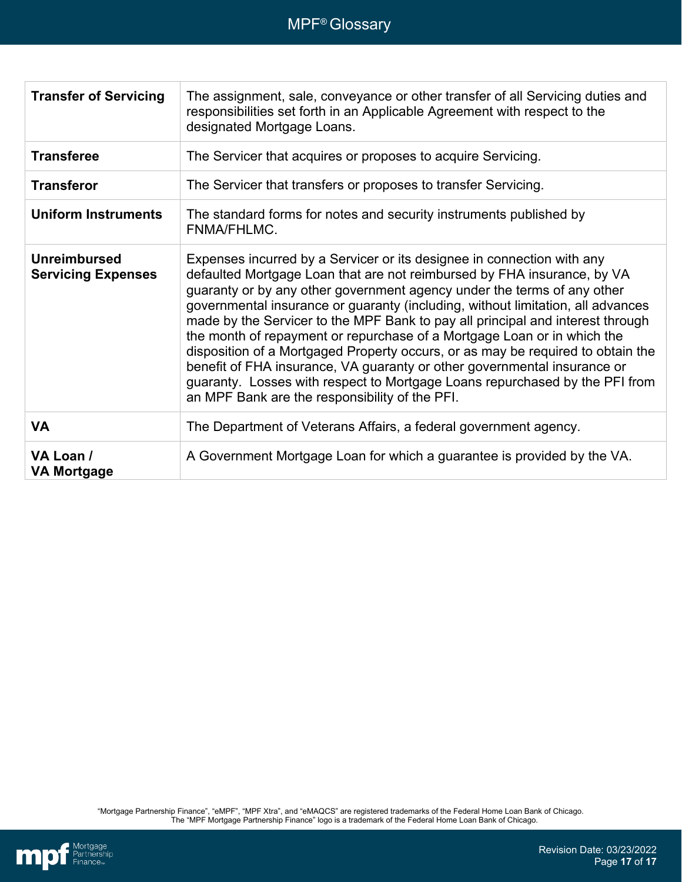| | |
|---|---|
| **Transfer of Servicing** | The assignment, sale, conveyance or other transfer of all Servicing duties and responsibilities set forth in an Applicable Agreement with respect to the designated Mortgage Loans. |
| **Transferee** | The Servicer that acquires or proposes to acquire Servicing. |
| **Transferor** | The Servicer that transfers or proposes to transfer Servicing. |
| **Uniform Instruments** | The standard forms for notes and security instruments published by FNMA/FHLMC. |
| **Unreimbursed Servicing Expenses** | Expenses incurred by a Servicer or its designee in connection with any defaulted Mortgage Loan that are not reimbursed by FHA insurance, by VA guaranty or by any other government agency under the terms of any other governmental insurance or guaranty (including, without limitation, all advances made by the Servicer to the MPF Bank to pay all principal and interest through the month of repayment or repurchase of a Mortgage Loan or in which the disposition of a Mortgaged Property occurs, or as may be required to obtain the benefit of FHA insurance, VA guaranty or other governmental insurance or guaranty. Losses with respect to Mortgage Loans repurchased by the PFI from an MPF Bank are the responsibility of the PFI. |
| **VA** | The Department of Veterans Affairs, a federal government agency. |
| **VA Loan / VA Mortgage** | A Government Mortgage Loan for which a guarantee is provided by the VA. |

"Mortgage Partnership Finance", "eMPF", "MPF Xtra", and "eMAQCS" are registered trademarks of the Federal Home Loan Bank of Chicago. The "MPF Mortgage Partnership Finance" logo is a trademark of the Federal Home Loan Bank of Chicago.

Revision Date: 03/23/2022